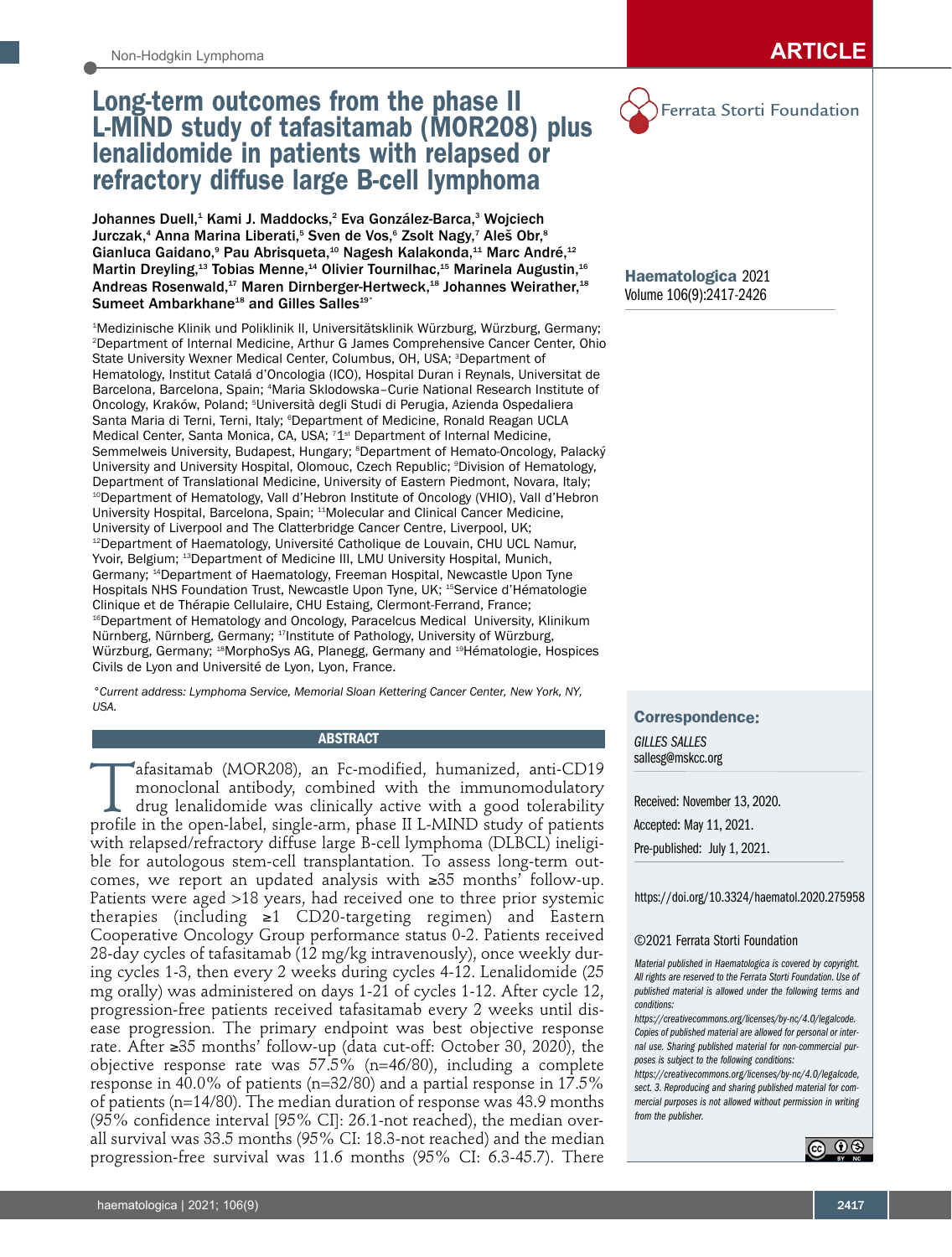# Long-term outcomes from the phase II L-MIND study of tafasitamab (MOR208) plus lenalidomide in patients with relapsed or refractory diffuse large B-cell lymphoma

**Johannes Duell,[1] Kami J. Maddocks,[2] Eva González-Barca,[3] Wojciech Jurczak,[4] Anna Marina Liberati,[5] Sven de Vos,[6] Zsolt Nagy,[7] Aleš Obr,[8] Gianluca Gaidano,[9] Pau Abrisqueta,[10] Nagesh Kalakonda,[11] Marc André,[12] Martin Dreyling,[13] Tobias Menne,[14] Olivier Tournilhac,[15] Marinela Augustin,[16] Andreas Rosenwald,[17] Maren Dirnberger-Hertweck,[18] Johannes Weirather,[18] Sumeet Ambarkhane[18] and Gilles Salles[19°]**

[1]Medizinische Klinik und Poliklinik II, Universitätsklinik Würzburg, Würzburg, Germany; [2]Department of Internal Medicine, Arthur G James Comprehensive Cancer Center, Ohio State University Wexner Medical Center, Columbus, OH, USA; [3]Department of Hematology, Institut Catalá d'Oncologia (ICO), Hospital Duran i Reynals, Universitat de Barcelona, Barcelona, Spain; [4]Maria Sklodowska–Curie National Research Institute of Oncology, Kraków, Poland; [5]Università degli Studi di Perugia, Azienda Ospedaliera Santa Maria di Terni, Terni, Italy; [6]Department of Medicine, Ronald Reagan UCLA Medical Center, Santa Monica, CA, USA; [7]1st Department of Internal Medicine, Semmelweis University, Budapest, Hungary; [8]Department of Hemato-Oncology, Palacký University and University Hospital, Olomouc, Czech Republic; [9]Division of Hematology, Department of Translational Medicine, University of Eastern Piedmont, Novara, Italy; [10]Department of Hematology, Vall d'Hebron Institute of Oncology (VHIO), Vall d'Hebron University Hospital, Barcelona, Spain; [11]Molecular and Clinical Cancer Medicine, University of Liverpool and The Clatterbridge Cancer Centre, Liverpool, UK; [12]Department of Haematology, Université Catholique de Louvain, CHU UCL Namur, Yvoir, Belgium; [13]Department of Medicine III, LMU University Hospital, Munich, Germany; [14]Department of Haematology, Freeman Hospital, Newcastle Upon Tyne Hospitals NHS Foundation Trust, Newcastle Upon Tyne, UK; [15]Service d'Hématologie Clinique et de Thérapie Cellulaire, CHU Estaing, Clermont-Ferrand, France; [16]Department of Hematology and Oncology, Paracelcus Medical University, Klinikum Nürnberg, Nürnberg, Germany; [17]Institute of Pathology, University of Würzburg, Würzburg, Germany; [18]MorphoSys AG, Planegg, Germany and [19]Hématologie, Hospices Civils de Lyon and Université de Lyon, Lyon, France.

*°Current address: Lymphoma Service, Memorial Sloan Kettering Cancer Center, New York, NY, USA.*

## ABSTRACT

Tafasitamab (MOR208), an Fc-modified, humanized, anti-CD19 monoclonal antibody, combined with the immunomodulatory drug lenalidomide was clinically active with a good tolerability profile in the open-label, single-arm, phase II L-MIND study of patients with relapsed/refractory diffuse large B-cell lymphoma (DLBCL) ineligible for autologous stem-cell transplantation. To assess long-term outcomes, we report an updated analysis with ≥35 months' follow-up. Patients were aged >18 years, had received one to three prior systemic therapies (including ≥1 CD20-targeting regimen) and Eastern Cooperative Oncology Group performance status 0-2. Patients received 28-day cycles of tafasitamab (12 mg/kg intravenously), once weekly during cycles 1-3, then every 2 weeks during cycles 4-12. Lenalidomide (25 mg orally) was administered on days 1-21 of cycles 1-12. After cycle 12, progression-free patients received tafasitamab every 2 weeks until disease progression. The primary endpoint was best objective response rate. After ≥35 months' follow-up (data cut-off: October 30, 2020), the objective response rate was 57.5% (n=46/80), including a complete response in 40.0% of patients (n=32/80) and a partial response in 17.5% of patients (n=14/80). The median duration of response was 43.9 months (95% confidence interval [95% CI]: 26.1-not reached), the median overall survival was 33.5 months (95% CI: 18.3-not reached) and the median progression-free survival was 11.6 months (95% CI: 6.3-45.7). There

**Haematologica** 2021
Volume 106(9):2417-2426

### Correspondence:

*GILLES SALLES*
sallesg@mskcc.org

Received: November 13, 2020.
Accepted: May 11, 2021.
Pre-published: July 1, 2021.

https://doi.org/10.3324/haematol.2020.275958

©2021 Ferrata Storti Foundation

*Material published in Haematologica is covered by copyright. All rights are reserved to the Ferrata Storti Foundation. Use of published material is allowed under the following terms and conditions: https://creativecommons.org/licenses/by-nc/4.0/legalcode. Copies of published material are allowed for personal or internal use. Sharing published material for non-commercial purposes is subject to the following conditions: https://creativecommons.org/licenses/by-nc/4.0/legalcode, sect. 3. Reproducing and sharing published material for commercial purposes is not allowed without permission in writing from the publisher.*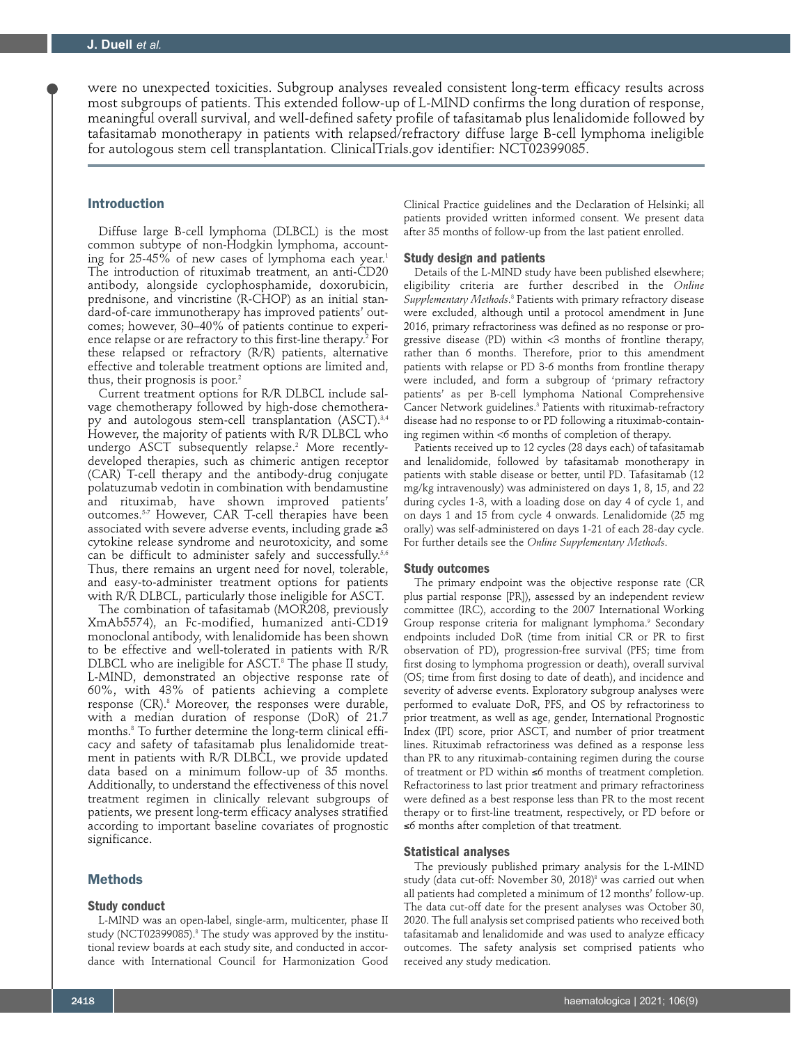were no unexpected toxicities. Subgroup analyses revealed consistent long-term efficacy results across most subgroups of patients. This extended follow-up of L-MIND confirms the long duration of response, meaningful overall survival, and well-defined safety profile of tafasitamab plus lenalidomide followed by tafasitamab monotherapy in patients with relapsed/refractory diffuse large B-cell lymphoma ineligible for autologous stem cell transplantation. ClinicalTrials.gov identifier: NCT02399085.

## Introduction

Diffuse large B-cell lymphoma (DLBCL) is the most common subtype of non-Hodgkin lymphoma, accounting for 25-45% of new cases of lymphoma each year.[1] The introduction of rituximab treatment, an anti-CD20 antibody, alongside cyclophosphamide, doxorubicin, prednisone, and vincristine (R-CHOP) as an initial standard-of-care immunotherapy has improved patients' outcomes; however, 30–40% of patients continue to experience relapse or are refractory to this first-line therapy.[2] For these relapsed or refractory (R/R) patients, alternative effective and tolerable treatment options are limited and, thus, their prognosis is poor.[2]

Current treatment options for R/R DLBCL include salvage chemotherapy followed by high-dose chemotherapy and autologous stem-cell transplantation (ASCT).[3,4] However, the majority of patients with R/R DLBCL who undergo ASCT subsequently relapse.[2] More recently-developed therapies, such as chimeric antigen receptor (CAR) T-cell therapy and the antibody-drug conjugate polatuzumab vedotin in combination with bendamustine and rituximab, have shown improved patients' outcomes.[5-7] However, CAR T-cell therapies have been associated with severe adverse events, including grade ≥3 cytokine release syndrome and neurotoxicity, and some can be difficult to administer safely and successfully.[5,6] Thus, there remains an urgent need for novel, tolerable, and easy-to-administer treatment options for patients with R/R DLBCL, particularly those ineligible for ASCT.

The combination of tafasitamab (MOR208, previously XmAb5574), an Fc-modified, humanized anti-CD19 monoclonal antibody, with lenalidomide has been shown to be effective and well-tolerated in patients with R/R DLBCL who are ineligible for ASCT.[8] The phase II study, L-MIND, demonstrated an objective response rate of 60%, with 43% of patients achieving a complete response (CR).[8] Moreover, the responses were durable, with a median duration of response (DoR) of 21.7 months.[8] To further determine the long-term clinical efficacy and safety of tafasitamab plus lenalidomide treatment in patients with R/R DLBCL, we provide updated data based on a minimum follow-up of 35 months. Additionally, to understand the effectiveness of this novel treatment regimen in clinically relevant subgroups of patients, we present long-term efficacy analyses stratified according to important baseline covariates of prognostic significance.

## Methods

### Study conduct

L-MIND was an open-label, single-arm, multicenter, phase II study (NCT02399085).[8] The study was approved by the institutional review boards at each study site, and conducted in accordance with International Council for Harmonization Good Clinical Practice guidelines and the Declaration of Helsinki; all patients provided written informed consent. We present data after 35 months of follow-up from the last patient enrolled.

### Study design and patients

Details of the L-MIND study have been published elsewhere; eligibility criteria are further described in the *Online Supplementary Methods*.[8] Patients with primary refractory disease were excluded, although until a protocol amendment in June 2016, primary refractoriness was defined as no response or progressive disease (PD) within <3 months of frontline therapy, rather than 6 months. Therefore, prior to this amendment patients with relapse or PD 3-6 months from frontline therapy were included, and form a subgroup of 'primary refractory patients' as per B-cell lymphoma National Comprehensive Cancer Network guidelines.[3] Patients with rituximab-refractory disease had no response to or PD following a rituximab-containing regimen within <6 months of completion of therapy.

Patients received up to 12 cycles (28 days each) of tafasitamab and lenalidomide, followed by tafasitamab monotherapy in patients with stable disease or better, until PD. Tafasitamab (12 mg/kg intravenously) was administered on days 1, 8, 15, and 22 during cycles 1-3, with a loading dose on day 4 of cycle 1, and on days 1 and 15 from cycle 4 onwards. Lenalidomide (25 mg orally) was self-administered on days 1-21 of each 28-day cycle. For further details see the *Online Supplementary Methods*.

### Study outcomes

The primary endpoint was the objective response rate (CR plus partial response [PR]), assessed by an independent review committee (IRC), according to the 2007 International Working Group response criteria for malignant lymphoma.[9] Secondary endpoints included DoR (time from initial CR or PR to first observation of PD), progression-free survival (PFS; time from first dosing to lymphoma progression or death), overall survival (OS; time from first dosing to date of death), and incidence and severity of adverse events. Exploratory subgroup analyses were performed to evaluate DoR, PFS, and OS by refractoriness to prior treatment, as well as age, gender, International Prognostic Index (IPI) score, prior ASCT, and number of prior treatment lines. Rituximab refractoriness was defined as a response less than PR to any rituximab-containing regimen during the course of treatment or PD within ≤6 months of treatment completion. Refractoriness to last prior treatment and primary refractoriness were defined as a best response less than PR to the most recent therapy or to first-line treatment, respectively, or PD before or ≤6 months after completion of that treatment.

### Statistical analyses

The previously published primary analysis for the L-MIND study (data cut-off: November 30, 2018)[8] was carried out when all patients had completed a minimum of 12 months' follow-up. The data cut-off date for the present analyses was October 30, 2020. The full analysis set comprised patients who received both tafasitamab and lenalidomide and was used to analyze efficacy outcomes. The safety analysis set comprised patients who received any study medication.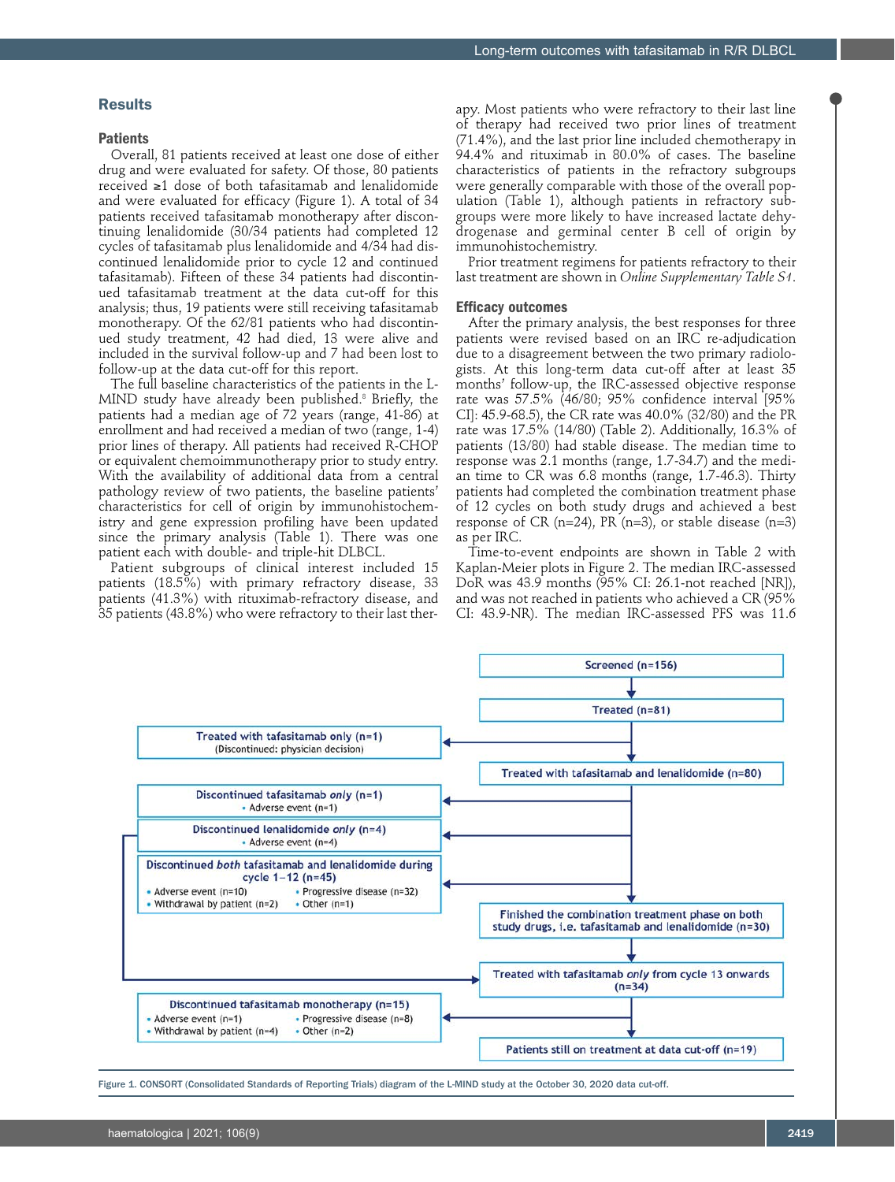## Results

### Patients

Overall, 81 patients received at least one dose of either drug and were evaluated for safety. Of those, 80 patients received ≥1 dose of both tafasitamab and lenalidomide and were evaluated for efficacy (Figure 1). A total of 34 patients received tafasitamab monotherapy after discontinuing lenalidomide (30/34 patients had completed 12 cycles of tafasitamab plus lenalidomide and 4/34 had discontinued lenalidomide prior to cycle 12 and continued tafasitamab). Fifteen of these 34 patients had discontinued tafasitamab treatment at the data cut-off for this analysis; thus, 19 patients were still receiving tafasitamab monotherapy. Of the 62/81 patients who had discontinued study treatment, 42 had died, 13 were alive and included in the survival follow-up and 7 had been lost to follow-up at the data cut-off for this report.

The full baseline characteristics of the patients in the L-MIND study have already been published.[8] Briefly, the patients had a median age of 72 years (range, 41-86) at enrollment and had received a median of two (range, 1-4) prior lines of therapy. All patients had received R-CHOP or equivalent chemoimmunotherapy prior to study entry. With the availability of additional data from a central pathology review of two patients, the baseline patients' characteristics for cell of origin by immunohistochemistry and gene expression profiling have been updated since the primary analysis (Table 1). There was one patient each with double- and triple-hit DLBCL.

Patient subgroups of clinical interest included 15 patients (18.5%) with primary refractory disease, 33 patients (41.3%) with rituximab-refractory disease, and 35 patients (43.8%) who were refractory to their last therapy. Most patients who were refractory to their last line of therapy had received two prior lines of treatment (71.4%), and the last prior line included chemotherapy in 94.4% and rituximab in 80.0% of cases. The baseline characteristics of patients in the refractory subgroups were generally comparable with those of the overall population (Table 1), although patients in refractory subgroups were more likely to have increased lactate dehydrogenase and germinal center B cell of origin by immunohistochemistry.

Prior treatment regimens for patients refractory to their last treatment are shown in *Online Supplementary Table S1*.

### Efficacy outcomes

After the primary analysis, the best responses for three patients were revised based on an IRC re-adjudication due to a disagreement between the two primary radiologists. At this long-term data cut-off after at least 35 months' follow-up, the IRC-assessed objective response rate was 57.5% (46/80; 95% confidence interval [95% CI]: 45.9-68.5), the CR rate was 40.0% (32/80) and the PR rate was 17.5% (14/80) (Table 2). Additionally, 16.3% of patients (13/80) had stable disease. The median time to response was 2.1 months (range, 1.7-34.7) and the median time to CR was 6.8 months (range, 1.7-46.3). Thirty patients had completed the combination treatment phase of 12 cycles on both study drugs and achieved a best response of CR (n=24), PR (n=3), or stable disease (n=3) as per IRC.

Time-to-event endpoints are shown in Table 2 with Kaplan-Meier plots in Figure 2. The median IRC-assessed DoR was 43.9 months (95% CI: 26.1-not reached [NR]), and was not reached in patients who achieved a CR (95% CI: 43.9-NR). The median IRC-assessed PFS was 11.6

Screened (n=156)

Treated (n=81)

Treated with tafasitamab only (n=1)
(Discontinued: physician decision)

Treated with tafasitamab and lenalidomide (n=80)

Discontinued tafasitamab *only* (n=1)
- Adverse event (n=1)

Discontinued lenalidomide *only* (n=4)
- Adverse event (n=4)

Discontinued *both* tafasitamab and lenalidomide during cycle 1−12 (n=45)
- Adverse event (n=10)
- Withdrawal by patient (n=2)
- Progressive disease (n=32)
- Other (n=1)

Finished the combination treatment phase on both study drugs, i.e. tafasitamab and lenalidomide (n=30)

Treated with tafasitamab *only* from cycle 13 onwards (n=34)

Discontinued tafasitamab monotherapy (n=15)
- Adverse event (n=1)
- Withdrawal by patient (n=4)
- Progressive disease (n=8)
- Other (n=2)

Patients still on treatment at data cut-off (n=19)

Figure 1. CONSORT (Consolidated Standards of Reporting Trials) diagram of the L-MIND study at the October 30, 2020 data cut-off.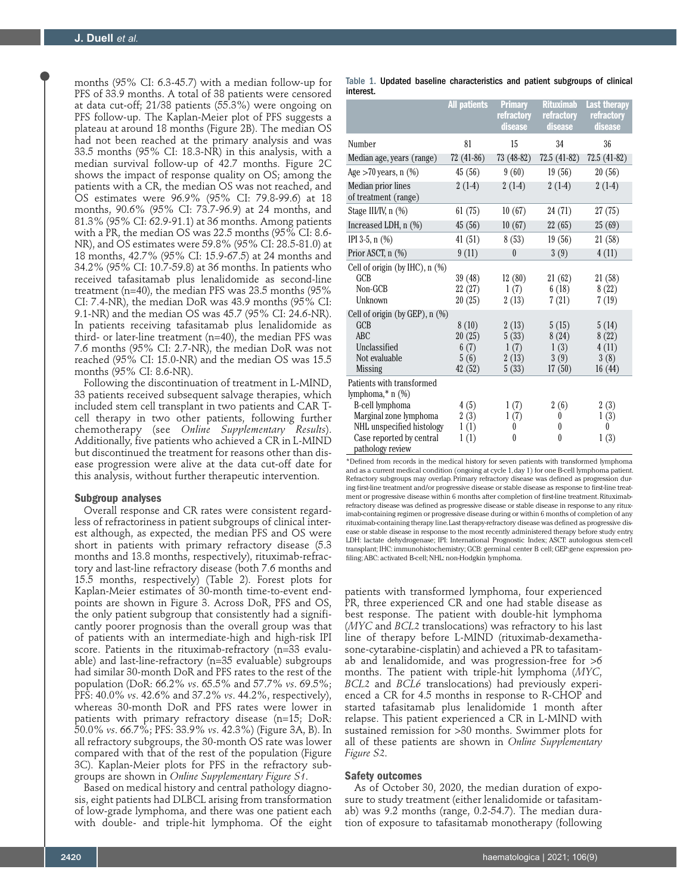months (95% CI: 6.3-45.7) with a median follow-up for PFS of 33.9 months. A total of 38 patients were censored at data cut-off; 21/38 patients (55.3%) were ongoing on PFS follow-up. The Kaplan-Meier plot of PFS suggests a plateau at around 18 months (Figure 2B). The median OS had not been reached at the primary analysis and was 33.5 months (95% CI: 18.3-NR) in this analysis, with a median survival follow-up of 42.7 months. Figure 2C shows the impact of response quality on OS; among the patients with a CR, the median OS was not reached, and OS estimates were 96.9% (95% CI: 79.8-99.6) at 18 months, 90.6% (95% CI: 73.7-96.9) at 24 months, and 81.3% (95% CI: 62.9-91.1) at 36 months. Among patients with a PR, the median OS was 22.5 months (95% CI: 8.6-NR), and OS estimates were 59.8% (95% CI: 28.5-81.0) at 18 months, 42.7% (95% CI: 15.9-67.5) at 24 months and 34.2% (95% CI: 10.7-59.8) at 36 months. In patients who received tafasitamab plus lenalidomide as second-line treatment (n=40), the median PFS was 23.5 months (95% CI: 7.4-NR), the median DoR was 43.9 months (95% CI: 9.1-NR) and the median OS was 45.7 (95% CI: 24.6-NR). In patients receiving tafasitamab plus lenalidomide as third- or later-line treatment (n=40), the median PFS was 7.6 months (95% CI: 2.7-NR), the median DoR was not reached (95% CI: 15.0-NR) and the median OS was 15.5 months (95% CI: 8.6-NR).

Following the discontinuation of treatment in L-MIND, 33 patients received subsequent salvage therapies, which included stem cell transplant in two patients and CAR T-cell therapy in two other patients, following further chemotherapy (see *Online Supplementary Results*). Additionally, five patients who achieved a CR in L-MIND but discontinued the treatment for reasons other than disease progression were alive at the data cut-off date for this analysis, without further therapeutic intervention.

### Subgroup analyses

Overall response and CR rates were consistent regardless of refractoriness in patient subgroups of clinical interest although, as expected, the median PFS and OS were short in patients with primary refractory disease (5.3 months and 13.8 months, respectively), rituximab-refractory and last-line refractory disease (both 7.6 months and 15.5 months, respectively) (Table 2). Forest plots for Kaplan-Meier estimates of 30-month time-to-event endpoints are shown in Figure 3. Across DoR, PFS and OS, the only patient subgroup that consistently had a significantly poorer prognosis than the overall group was that of patients with an intermediate-high and high-risk IPI score. Patients in the rituximab-refractory (n=33 evaluable) and last-line-refractory (n=35 evaluable) subgroups had similar 30-month DoR and PFS rates to the rest of the population (DoR: 66.2% *vs*. 65.5% and 57.7% *vs*. 69.5%; PFS: 40.0% *vs*. 42.6% and 37.2% *vs*. 44.2%, respectively), whereas 30-month DoR and PFS rates were lower in patients with primary refractory disease (n=15; DoR: 50.0% *vs*. 66.7%; PFS: 33.9% *vs*. 42.3%) (Figure 3A, B). In all refractory subgroups, the 30-month OS rate was lower compared with that of the rest of the population (Figure 3C). Kaplan-Meier plots for PFS in the refractory subgroups are shown in *Online Supplementary Figure S1*.

Based on medical history and central pathology diagnosis, eight patients had DLBCL arising from transformation of low-grade lymphoma, and there was one patient each with double- and triple-hit lymphoma. Of the eight patients with transformed lymphoma, four experienced PR, three experienced CR and one had stable disease as best response. The patient with double-hit lymphoma (*MYC* and *BCL2* translocations) was refractory to his last line of therapy before L-MIND (rituximab-dexamethasone-cytarabine-cisplatin) and achieved a PR to tafasitamab and lenalidomide, and was progression-free for >6 months. The patient with triple-hit lymphoma (*MYC*, *BCL2* and *BCL6* translocations) had previously experienced a CR for 4.5 months in response to R-CHOP and started tafasitamab plus lenalidomide 1 month after relapse. This patient experienced a CR in L-MIND with sustained remission for >30 months. Swimmer plots for all of these patients are shown in *Online Supplementary Figure S2*.

**Table 1. Updated baseline characteristics and patient subgroups of clinical interest.**

| | All patients | Primary refractory disease | Rituximab refractory disease | Last therapy refractory disease |
|---|---|---|---|---|
| Number | 81 | 15 | 34 | 36 |
| Median age, years (range) | 72 (41-86) | 73 (48-82) | 72.5 (41-82) | 72.5 (41-82) |
| Age >70 years, n (%) | 45 (56) | 9 (60) | 19 (56) | 20 (56) |
| Median prior lines of treatment (range) | 2 (1-4) | 2 (1-4) | 2 (1-4) | 2 (1-4) |
| Stage III/IV, n (%) | 61 (75) | 10 (67) | 24 (71) | 27 (75) |
| Increased LDH, n (%) | 45 (56) | 10 (67) | 22 (65) | 25 (69) |
| IPI 3-5, n (%) | 41 (51) | 8 (53) | 19 (56) | 21 (58) |
| Prior ASCT, n (%) | 9 (11) | 0 | 3 (9) | 4 (11) |
| Cell of origin (by IHC), n (%) | | | | |
| GCB | 39 (48) | 12 (80) | 21 (62) | 21 (58) |
| Non-GCB | 22 (27) | 1 (7) | 6 (18) | 8 (22) |
| Unknown | 20 (25) | 2 (13) | 7 (21) | 7 (19) |
| Cell of origin (by GEP), n (%) | | | | |
| GCB | 8 (10) | 2 (13) | 5 (15) | 5 (14) |
| ABC | 20 (25) | 5 (33) | 8 (24) | 8 (22) |
| Unclassified | 6 (7) | 1 (7) | 1 (3) | 4 (11) |
| Not evaluable | 5 (6) | 2 (13) | 3 (9) | 3 (8) |
| Missing | 42 (52) | 5 (33) | 17 (50) | 16 (44) |
| Patients with transformed lymphoma,* n (%) | | | | |
| B-cell lymphoma | 4 (5) | 1 (7) | 2 (6) | 2 (3) |
| Marginal zone lymphoma | 2 (3) | 1 (7) | 0 | 1 (3) |
| NHL unspecified histology | 1 (1) | 0 | 0 | 0 |
| Case reported by central pathology review | 1 (1) | 0 | 0 | 1 (3) |

*Defined from records in the medical history for seven patients with transformed lymphoma and as a current medical condition (ongoing at cycle 1, day 1) for one B-cell lymphoma patient. Refractory subgroups may overlap. Primary refractory disease was defined as progression during first-line treatment and/or progressive disease or stable disease as response to first-line treatment or progressive disease within 6 months after completion of first-line treatment. Rituximab-refractory disease was defined as progressive disease or stable disease in response to any rituximab-containing regimen or progressive disease during or within 6 months of completion of any rituximab-containing therapy line. Last therapy-refractory disease was defined as progressive disease or stable disease in response to the most recently administered therapy before study entry. LDH: lactate dehydrogenase; IPI: International Prognostic Index; ASCT: autologous stem-cell transplant; IHC: immunohistochemistry; GCB: germinal center B cell; GEP: gene expression profiling; ABC: activated B-cell; NHL: non-Hodgkin lymphoma.

### Safety outcomes

As of October 30, 2020, the median duration of exposure to study treatment (either lenalidomide or tafasitamab) was 9.2 months (range, 0.2-54.7). The median duration of exposure to tafasitamab monotherapy (following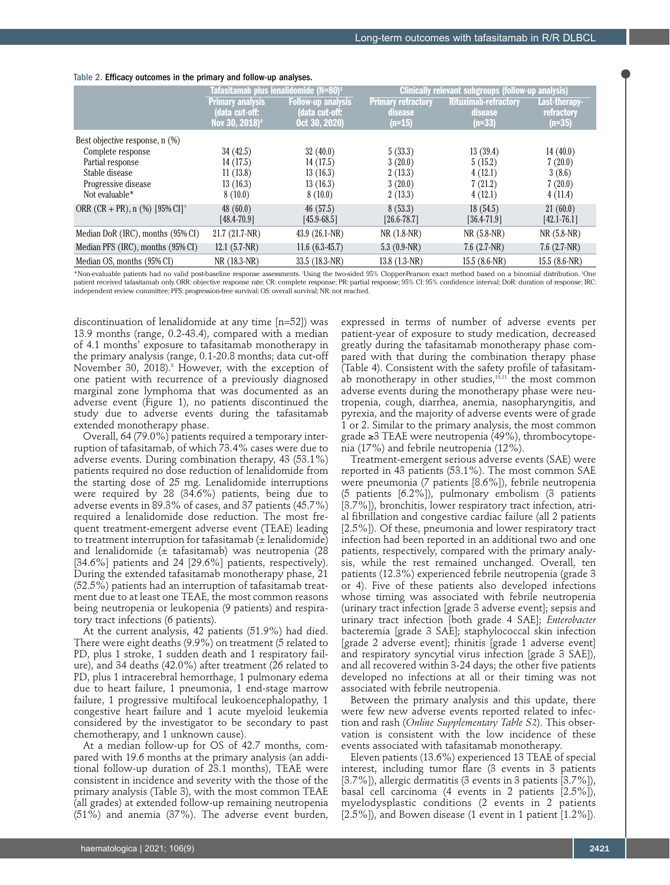Table 2. Efficacy outcomes in the primary and follow-up analyses.

| | Tafasitamab plus lenalidomide (N=80)[‡] | | Clinically relevant subgroups (follow-up analysis) | | |
|---|---|---|---|---|---|
| | Primary analysis (data cut-off: Nov 30, 2018)[8] | Follow-up analysis (data cut-off: Oct 30, 2020) | Primary refractory disease (n=15) | Rituximab-refractory disease (n=33) | Last-therapy-refractory (n=35) |
| Best objective response, n (%) | | | | | |
| Complete response | 34 (42.5) | 32 (40.0) | 5 (33.3) | 13 (39.4) | 14 (40.0) |
| Partial response | 14 (17.5) | 14 (17.5) | 3 (20.0) | 5 (15.2) | 7 (20.0) |
| Stable disease | 11 (13.8) | 13 (16.3) | 2 (13.3) | 4 (12.1) | 3 (8.6) |
| Progressive disease | 13 (16.3) | 13 (16.3) | 3 (20.0) | 7 (21.2) | 7 (20.0) |
| Not evaluable* | 8 (10.0) | 8 (10.0) | 2 (13.3) | 4 (12.1) | 4 (11.4) |
| ORR (CR + PR), n (%) [95% CI][†] | 48 (60.0) [48.4-70.9] | 46 (57.5) [45.9-68.5] | 8 (53.3) [26.6-78.7] | 18 (54.5) [36.4-71.9] | 21 (60.0) [42.1-76.1] |
| Median DoR (IRC), months (95% CI) | 21.7 (21.7-NR) | 43.9 (26.1-NR) | NR (1.8-NR) | NR (5.8-NR) | NR (5.8-NR) |
| Median PFS (IRC), months (95% CI) | 12.1 (5.7-NR) | 11.6 (6.3-45.7) | 5.3 (0.9-NR) | 7.6 (2.7-NR) | 7.6 (2.7-NR) |
| Median OS, months (95% CI) | NR (18.3-NR) | 33.5 (18.3-NR) | 13.8 (1.3-NR) | 15.5 (8.6-NR) | 15.5 (8.6-NR) |

*Non-evaluable patients had no valid post-baseline response assessments. [†]Using the two-sided 95% Clopper-Pearson exact method based on a binomial distribution. [‡]One patient received tafasitamab only. ORR: objective response rate; CR: complete response; PR: partial response; 95% CI: 95% confidence interval; DoR: duration of response; IRC: independent review committee; PFS: progression-free survival; OS: overall survival; NR: not reached.

discontinuation of lenalidomide at any time [n=52]) was 13.9 months (range, 0.2-43.4), compared with a median of 4.1 months' exposure to tafasitamab monotherapy in the primary analysis (range, 0.1-20.8 months; data cut-off November 30, 2018).[8] However, with the exception of one patient with recurrence of a previously diagnosed marginal zone lymphoma that was documented as an adverse event (Figure 1), no patients discontinued the study due to adverse events during the tafasitamab extended monotherapy phase.

Overall, 64 (79.0%) patients required a temporary interruption of tafasitamab, of which 73.4% cases were due to adverse events. During combination therapy, 43 (53.1%) patients required no dose reduction of lenalidomide from the starting dose of 25 mg. Lenalidomide interruptions were required by 28 (34.6%) patients, being due to adverse events in 89.3% of cases, and 37 patients (45.7%) required a lenalidomide dose reduction. The most frequent treatment-emergent adverse event (TEAE) leading to treatment interruption for tafasitamab (± lenalidomide) and lenalidomide (± tafasitamab) was neutropenia (28 [34.6%] patients and 24 [29.6%] patients, respectively). During the extended tafasitamab monotherapy phase, 21 (52.5%) patients had an interruption of tafasitamab treatment due to at least one TEAE, the most common reasons being neutropenia or leukopenia (9 patients) and respiratory tract infections (6 patients).

At the current analysis, 42 patients (51.9%) had died. There were eight deaths (9.9%) on treatment (5 related to PD, plus 1 stroke, 1 sudden death and 1 respiratory failure), and 34 deaths (42.0%) after treatment (26 related to PD, plus 1 intracerebral hemorrhage, 1 pulmonary edema due to heart failure, 1 pneumonia, 1 end-stage marrow failure, 1 progressive multifocal leukoencephalopathy, 1 congestive heart failure and 1 acute myeloid leukemia considered by the investigator to be secondary to past chemotherapy, and 1 unknown cause).

At a median follow-up for OS of 42.7 months, compared with 19.6 months at the primary analysis (an additional follow-up duration of 23.1 months), TEAE were consistent in incidence and severity with the those of the primary analysis (Table 3), with the most common TEAE (all grades) at extended follow-up remaining neutropenia (51%) and anemia (37%). The adverse event burden, expressed in terms of number of adverse events per patient-year of exposure to study medication, decreased greatly during the tafasitamab monotherapy phase compared with that during the combination therapy phase (Table 4). Consistent with the safety profile of tafasitamab monotherapy in other studies,[10,11] the most common adverse events during the monotherapy phase were neutropenia, cough, diarrhea, anemia, nasopharyngitis, and pyrexia, and the majority of adverse events were of grade 1 or 2. Similar to the primary analysis, the most common grade ≥3 TEAE were neutropenia (49%), thrombocytopenia (17%) and febrile neutropenia (12%).

Treatment-emergent serious adverse events (SAE) were reported in 43 patients (53.1%). The most common SAE were pneumonia (7 patients [8.6%]), febrile neutropenia (5 patients [6.2%]), pulmonary embolism (3 patients [3.7%]), bronchitis, lower respiratory tract infection, atrial fibrillation and congestive cardiac failure (all 2 patients [2.5%]). Of these, pneumonia and lower respiratory tract infection had been reported in an additional two and one patients, respectively, compared with the primary analysis, while the rest remained unchanged. Overall, ten patients (12.3%) experienced febrile neutropenia (grade 3 or 4). Five of these patients also developed infections whose timing was associated with febrile neutropenia (urinary tract infection [grade 3 adverse event]; sepsis and urinary tract infection [both grade 4 SAE]; *Enterobacter* bacteremia [grade 3 SAE]; staphylococcal skin infection [grade 2 adverse event]; rhinitis [grade 1 adverse event] and respiratory syncytial virus infection [grade 3 SAE]), and all recovered within 3-24 days; the other five patients developed no infections at all or their timing was not associated with febrile neutropenia.

Between the primary analysis and this update, there were few new adverse events reported related to infection and rash (*Online Supplementary Table S2*). This observation is consistent with the low incidence of these events associated with tafasitamab monotherapy.

Eleven patients (13.6%) experienced 13 TEAE of special interest, including tumor flare (3 events in 3 patients [3.7%]), allergic dermatitis (3 events in 3 patients [3.7%]), basal cell carcinoma (4 events in 2 patients [2.5%]), myelodysplastic conditions (2 events in 2 patients [2.5%]), and Bowen disease (1 event in 1 patient [1.2%]).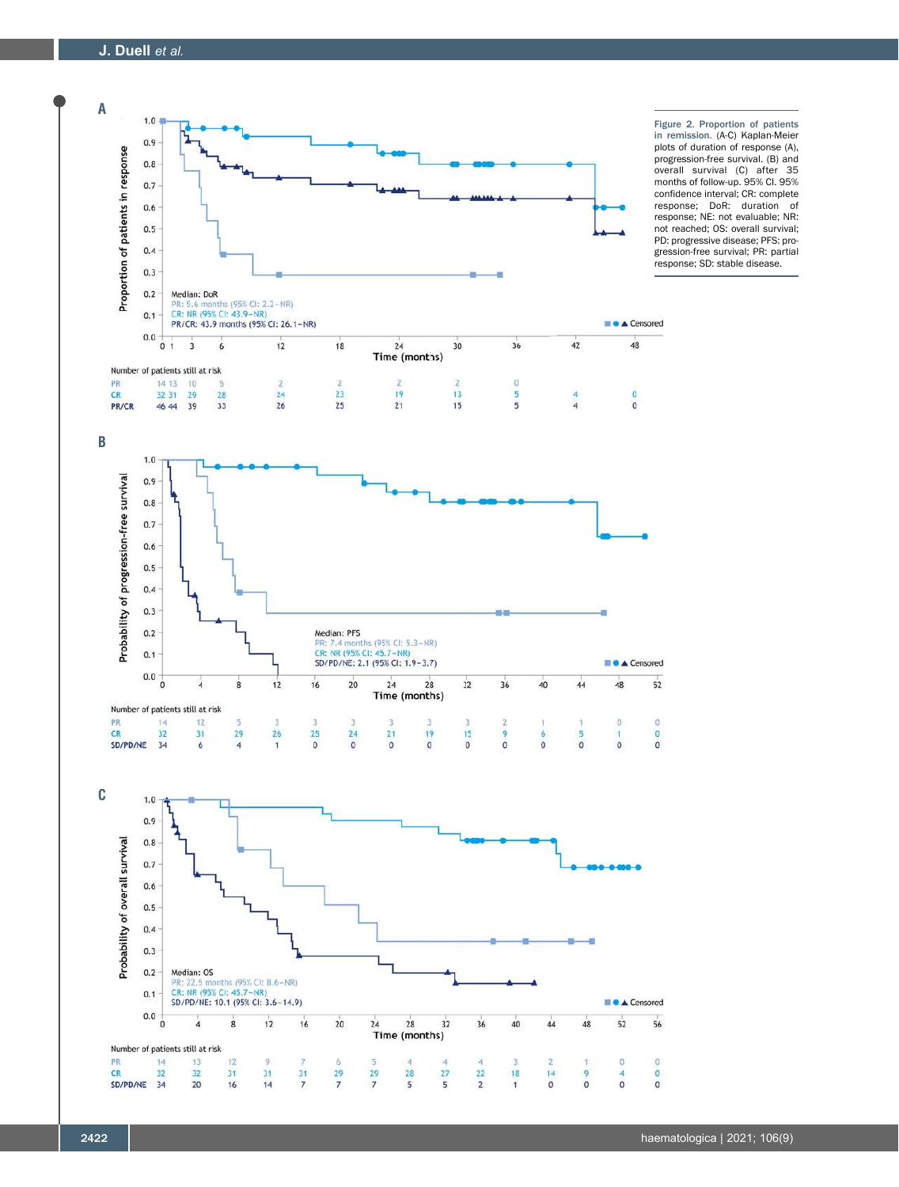**Figure 2. Proportion of patients in remission.** (A-C) Kaplan-Meier plots of duration of response (A), progression-free survival. (B) and overall survival (C) after 35 months of follow-up. 95% CI. 95% confidence interval; CR: complete response; DoR: duration of response; NE: not evaluable; NR: not reached; OS: overall survival; PD: progressive disease; PFS: progression-free survival; PR: partial response; SD: stable disease.

**A**

Median: DoR
PR: 5.6 months (95% CI: 2.2–NR)
CR: NR (95% CI: 43.9–NR)
PR/CR: 43.9 months (95% CI: 26.1–NR)

Number of patients still at risk

| Time (months) | 0 | 1 | 3 | 6 | 12 | 18 | 24 | 30 | 36 | 42 | 48 |
|---|---|---|---|---|---|---|---|---|---|---|---|
| PR | 14 | 13 | 10 | 5 | 2 | 2 | 2 | 2 | 0 | | |
| CR | 32 | 31 | 29 | 28 | 24 | 23 | 19 | 13 | 5 | 4 | 0 |
| PR/CR | 46 | 44 | 39 | 33 | 26 | 25 | 21 | 15 | 5 | 4 | 0 |

**B**

Median: PFS
PR: 7.4 months (95% CI: 5.3–NR)
CR: NR (95% CI: 45.7–NR)
SD/PD/NE: 2.1 (95% CI: 1.9–3.7)

Number of patients still at risk

| Time (months) | 0 | 4 | 8 | 12 | 16 | 20 | 24 | 28 | 32 | 36 | 40 | 44 | 48 | 52 |
|---|---|---|---|---|---|---|---|---|---|---|---|---|---|---|
| PR | 14 | 12 | 5 | 3 | 3 | 3 | 3 | 3 | 3 | 2 | 1 | 1 | 0 | 0 |
| CR | 32 | 31 | 29 | 26 | 25 | 24 | 21 | 19 | 15 | 9 | 6 | 5 | 1 | 0 |
| SD/PD/NE | 34 | 6 | 4 | 1 | 0 | 0 | 0 | 0 | 0 | 0 | 0 | 0 | 0 | 0 |

**C**

Median: OS
PR: 22.5 months (95% CI: 8.6–NR)
CR: NR (95% CI: 45.7–NR)
SD/PD/NE: 10.1 (95% CI: 3.6–14.9)

Number of patients still at risk

| Time (months) | 0 | 4 | 8 | 12 | 16 | 20 | 24 | 28 | 32 | 36 | 40 | 44 | 48 | 52 | 56 |
|---|---|---|---|---|---|---|---|---|---|---|---|---|---|---|---|
| PR | 14 | 13 | 12 | 9 | 7 | 6 | 5 | 4 | 4 | 4 | 3 | 2 | 1 | 0 | 0 |
| CR | 32 | 32 | 31 | 31 | 31 | 29 | 29 | 28 | 27 | 22 | 18 | 14 | 9 | 4 | 0 |
| SD/PD/NE | 34 | 20 | 16 | 14 | 7 | 7 | 7 | 5 | 5 | 2 | 1 | 0 | 0 | 0 | 0 |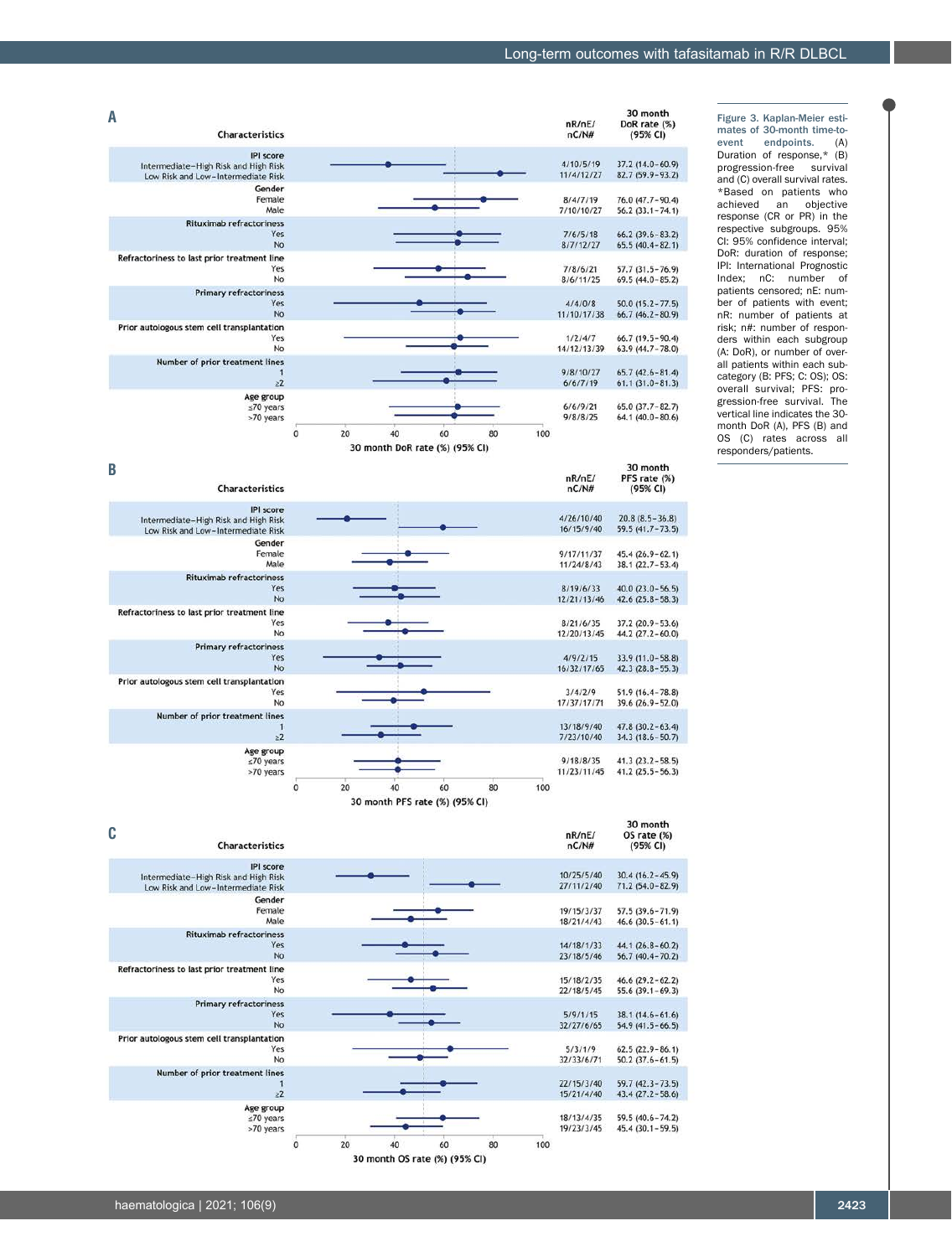**A**

| Characteristics | nR/nE/nC/N# | 30 month DoR rate (%) (95% CI) |
|---|---|---|
| **IPI score** | | |
| Intermediate–High Risk and High Risk | 4/10/5/19 | 37.2 (14.0–60.9) |
| Low Risk and Low–Intermediate Risk | 11/4/12/27 | 82.7 (59.9–93.2) |
| **Gender** | | |
| Female | 8/4/7/19 | 76.0 (47.7–90.4) |
| Male | 7/10/10/27 | 56.2 (33.1–74.1) |
| **Rituximab refractoriness** | | |
| Yes | 7/6/5/18 | 66.2 (39.6–83.2) |
| No | 8/7/12/27 | 65.5 (40.4–82.1) |
| **Refractoriness to last prior treatment line** | | |
| Yes | 7/8/6/21 | 57.7 (31.5–76.9) |
| No | 8/6/11/25 | 69.5 (44.0–85.2) |
| **Primary refractoriness** | | |
| Yes | 4/4/0/8 | 50.0 (15.2–77.5) |
| No | 11/10/17/38 | 66.7 (46.2–80.9) |
| **Prior autologous stem cell transplantation** | | |
| Yes | 1/2/4/7 | 66.7 (19.5–90.4) |
| No | 14/12/13/39 | 63.9 (44.7–78.0) |
| **Number of prior treatment lines** | | |
| 1 | 9/8/10/27 | 65.7 (42.6–81.4) |
| ≥2 | 6/6/7/19 | 61.1 (31.0–81.3) |
| **Age group** | | |
| ≤70 years | 6/6/9/21 | 65.0 (37.7–82.7) |
| >70 years | 9/8/8/25 | 64.1 (40.0–80.6) |

30 month DoR rate (%) (95% CI)

**B**

| Characteristics | nR/nE/nC/N# | 30 month PFS rate (%) (95% CI) |
|---|---|---|
| **IPI score** | | |
| Intermediate–High Risk and High Risk | 4/26/10/40 | 20.8 (8.5–36.8) |
| Low Risk and Low–Intermediate Risk | 16/15/9/40 | 59.5 (41.7–73.5) |
| **Gender** | | |
| Female | 9/17/11/37 | 45.4 (26.9–62.1) |
| Male | 11/24/8/43 | 38.1 (22.7–53.4) |
| **Rituximab refractoriness** | | |
| Yes | 8/19/6/33 | 40.0 (23.0–56.5) |
| No | 12/21/13/46 | 42.6 (25.8–58.3) |
| **Refractoriness to last prior treatment line** | | |
| Yes | 8/21/6/35 | 37.2 (20.9–53.6) |
| No | 12/20/13/45 | 44.2 (27.2–60.0) |
| **Primary refractoriness** | | |
| Yes | 4/9/2/15 | 33.9 (11.0–58.8) |
| No | 16/32/17/65 | 42.3 (28.8–55.3) |
| **Prior autologous stem cell transplantation** | | |
| Yes | 3/4/2/9 | 51.9 (16.4–78.8) |
| No | 17/37/17/71 | 39.6 (26.9–52.0) |
| **Number of prior treatment lines** | | |
| 1 | 13/18/9/40 | 47.8 (30.2–63.4) |
| ≥2 | 7/23/10/40 | 34.3 (18.6–50.7) |
| **Age group** | | |
| ≤70 years | 9/18/8/35 | 41.3 (23.2–58.5) |
| >70 years | 11/23/11/45 | 41.2 (25.5–56.3) |

30 month PFS rate (%) (95% CI)

**C**

| Characteristics | nR/nE/nC/N# | 30 month OS rate (%) (95% CI) |
|---|---|---|
| **IPI score** | | |
| Intermediate–High Risk and High Risk | 10/25/5/40 | 30.4 (16.2–45.9) |
| Low Risk and Low–Intermediate Risk | 27/11/2/40 | 71.2 (54.0–82.9) |
| **Gender** | | |
| Female | 19/15/3/37 | 57.5 (39.6–71.9) |
| Male | 18/21/4/43 | 46.6 (30.5–61.1) |
| **Rituximab refractoriness** | | |
| Yes | 14/18/1/33 | 44.1 (26.8–60.2) |
| No | 23/18/5/46 | 56.7 (40.4–70.2) |
| **Refractoriness to last prior treatment line** | | |
| Yes | 15/18/2/35 | 46.6 (29.2–62.2) |
| No | 22/18/5/45 | 55.6 (39.1–69.3) |
| **Primary refractoriness** | | |
| Yes | 5/9/1/15 | 38.1 (14.6–61.6) |
| No | 32/27/6/65 | 54.9 (41.5–66.5) |
| **Prior autologous stem cell transplantation** | | |
| Yes | 5/3/1/9 | 62.5 (22.9–86.1) |
| No | 32/33/6/71 | 50.2 (37.6–61.5) |
| **Number of prior treatment lines** | | |
| 1 | 22/15/3/40 | 59.7 (42.3–73.5) |
| ≥2 | 15/21/4/40 | 43.4 (27.2–58.6) |
| **Age group** | | |
| ≤70 years | 18/13/4/35 | 59.5 (40.6–74.2) |
| >70 years | 19/23/3/45 | 45.4 (30.1–59.5) |

30 month OS rate (%) (95% CI)

**Figure 3. Kaplan-Meier estimates of 30-month time-to-event endpoints.** (A) Duration of response,* (B) progression-free survival and (C) overall survival rates. *Based on patients who achieved an objective response (CR or PR) in the respective subgroups. 95% CI: 95% confidence interval; DoR: duration of response; IPI: International Prognostic Index; nC: number of patients censored; nE: number of patients with event; nR: number of patients at risk; n#: number of responders within each subgroup (A: DoR), or number of overall patients within each subcategory (B: PFS; C: OS); OS: overall survival; PFS: progression-free survival. The vertical line indicates the 30-month DoR (A), PFS (B) and OS (C) rates across all responders/patients.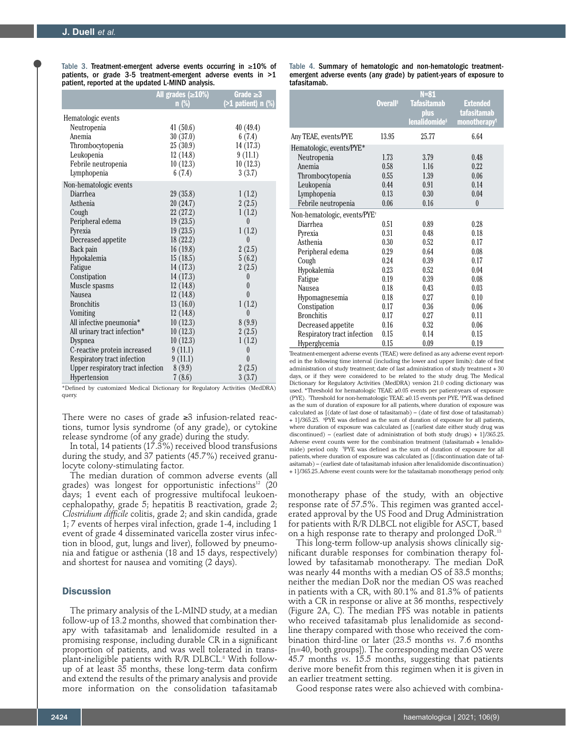Table 3. Treatment-emergent adverse events occurring in ≥10% of patients, or grade 3-5 treatment-emergent adverse events in >1 patient, reported at the updated L-MIND analysis.

| | All grades (≥10%) n (%) | Grade ≥3 (>1 patient) n (%) |
|---|---|---|
| Hematologic events | | |
| Neutropenia | 41 (50.6) | 40 (49.4) |
| Anemia | 30 (37.0) | 6 (7.4) |
| Thrombocytopenia | 25 (30.9) | 14 (17.3) |
| Leukopenia | 12 (14.8) | 9 (11.1) |
| Febrile neutropenia | 10 (12.3) | 10 (12.3) |
| Lymphopenia | 6 (7.4) | 3 (3.7) |
| Non-hematologic events | | |
| Diarrhea | 29 (35.8) | 1 (1.2) |
| Asthenia | 20 (24.7) | 2 (2.5) |
| Cough | 22 (27.2) | 1 (1.2) |
| Peripheral edema | 19 (23.5) | 0 |
| Pyrexia | 19 (23.5) | 1 (1.2) |
| Decreased appetite | 18 (22.2) | 0 |
| Back pain | 16 (19.8) | 2 (2.5) |
| Hypokalemia | 15 (18.5) | 5 (6.2) |
| Fatigue | 14 (17.3) | 2 (2.5) |
| Constipation | 14 (17.3) | 0 |
| Muscle spasms | 12 (14.8) | 0 |
| Nausea | 12 (14.8) | 0 |
| Bronchitis | 13 (16.0) | 1 (1.2) |
| Vomiting | 12 (14.8) | 0 |
| All infective pneumonia* | 10 (12.3) | 8 (9.9) |
| All urinary tract infection* | 10 (12.3) | 2 (2.5) |
| Dyspnea | 10 (12.3) | 1 (1.2) |
| C-reactive protein increased | 9 (11.1) | 0 |
| Respiratory tract infection | 9 (11.1) | 0 |
| Upper respiratory tract infection | 8 (9.9) | 2 (2.5) |
| Hypertension | 7 (8.6) | 3 (3.7) |

*Defined by customized Medical Dictionary for Regulatory Activities (MedDRA) query.

There were no cases of grade ≥3 infusion-related reactions, tumor lysis syndrome (of any grade), or cytokine release syndrome (of any grade) during the study.

In total, 14 patients (17.3%) received blood transfusions during the study, and 37 patients (45.7%) received granulocyte colony-stimulating factor.

The median duration of common adverse events (all grades) was longest for opportunistic infections[12] (20 days; 1 event each of progressive multifocal leukoencephalopathy, grade 5; hepatitis B reactivation, grade 2; *Clostridium difficile* colitis, grade 2; and skin candida, grade 1; 7 events of herpes viral infection, grade 1-4, including 1 event of grade 4 disseminated varicella zoster virus infection in blood, gut, lungs and liver), followed by pneumonia and fatigue or asthenia (18 and 15 days, respectively) and shortest for nausea and vomiting (2 days).

## Discussion

The primary analysis of the L-MIND study, at a median follow-up of 13.2 months, showed that combination therapy with tafasitamab and lenalidomide resulted in a promising response, including durable CR in a significant proportion of patients, and was well tolerated in transplant-ineligible patients with R/R DLBCL.[8] With follow-up of at least 35 months, these long-term data confirm and extend the results of the primary analysis and provide more information on the consolidation tafasitamab

Table 4. Summary of hematologic and non-hematologic treatment-emergent adverse events (any grade) by patient-years of exposure to tafasitamab.

| | N=81 | | |
|---|---|---|---|
| | Overall‡ | Tafasitamab plus lenalidomide§ | Extended tafasitamab monotherapy¶ |
| Any TEAE, events/PYE | 13.95 | 25.77 | 6.64 |
| Hematologic, events/PYE* | | | |
| Neutropenia | 1.73 | 3.79 | 0.48 |
| Anemia | 0.58 | 1.16 | 0.22 |
| Thrombocytopenia | 0.55 | 1.39 | 0.06 |
| Leukopenia | 0.44 | 0.91 | 0.14 |
| Lymphopenia | 0.13 | 0.30 | 0.04 |
| Febrile neutropenia | 0.06 | 0.16 | 0 |
| Non-hematologic, events/PYE† | | | |
| Diarrhea | 0.51 | 0.89 | 0.28 |
| Pyrexia | 0.31 | 0.48 | 0.18 |
| Asthenia | 0.30 | 0.52 | 0.17 |
| Peripheral edema | 0.29 | 0.64 | 0.08 |
| Cough | 0.24 | 0.39 | 0.17 |
| Hypokalemia | 0.23 | 0.52 | 0.04 |
| Fatigue | 0.19 | 0.39 | 0.08 |
| Nausea | 0.18 | 0.43 | 0.03 |
| Hypomagnesemia | 0.18 | 0.27 | 0.10 |
| Constipation | 0.17 | 0.36 | 0.06 |
| Bronchitis | 0.17 | 0.27 | 0.11 |
| Decreased appetite | 0.16 | 0.32 | 0.06 |
| Respiratory tract infection | 0.15 | 0.14 | 0.15 |
| Hyperglycemia | 0.15 | 0.09 | 0.19 |

Treatment-emergent adverse events (TEAE) were defined as any adverse event reported in the following time interval (including the lower and upper limits): date of first administration of study treatment; date of last administration of study treatment + 30 days, or if they were considered to be related to the study drug. The Medical Dictionary for Regulatory Activities (MedDRA) version 21.0 coding dictionary was used. *Threshold for hematologic TEAE: ≥0.05 events per patient-years of exposure (PYE). †Threshold for non-hematologic TEAE: ≥0.15 events per PYE. ‡PYE was defined as the sum of duration of exposure for all patients, where duration of exposure was calculated as [(date of last dose of tafasitamab) – (date of first dose of tafasitamab) + 1]/365.25. §PYE was defined as the sum of duration of exposure for all patients, where duration of exposure was calculated as [(earliest date either study drug was discontinued) – (earliest date of administration of both study drugs) + 1]/365.25. Adverse event counts were for the combination treatment (tafasitamab + lenalidomide) period only. ¶PYE was defined as the sum of duration of exposure for all patients, where duration of exposure was calculated as [(discontinuation date of tafasitamab) – (earliest date of tafasitamab infusion after lenalidomide discontinuation) + 1]/365.25. Adverse event counts were for the tafasitamab monotherapy period only.

monotherapy phase of the study, with an objective response rate of 57.5%. This regimen was granted accelerated approval by the US Food and Drug Administration for patients with R/R DLBCL not eligible for ASCT, based on a high response rate to therapy and prolonged DoR.[13]

This long-term follow-up analysis shows clinically significant durable responses for combination therapy followed by tafasitamab monotherapy. The median DoR was nearly 44 months with a median OS of 33.5 months; neither the median DoR nor the median OS was reached in patients with a CR, with 80.1% and 81.3% of patients with a CR in response or alive at 36 months, respectively (Figure 2A, C). The median PFS was notable in patients who received tafasitamab plus lenalidomide as second-line therapy compared with those who received the combination third-line or later (23.5 months *vs*. 7.6 months [n=40, both groups]). The corresponding median OS were 45.7 months *vs*. 15.5 months, suggesting that patients derive more benefit from this regimen when it is given in an earlier treatment setting.

Good response rates were also achieved with combina-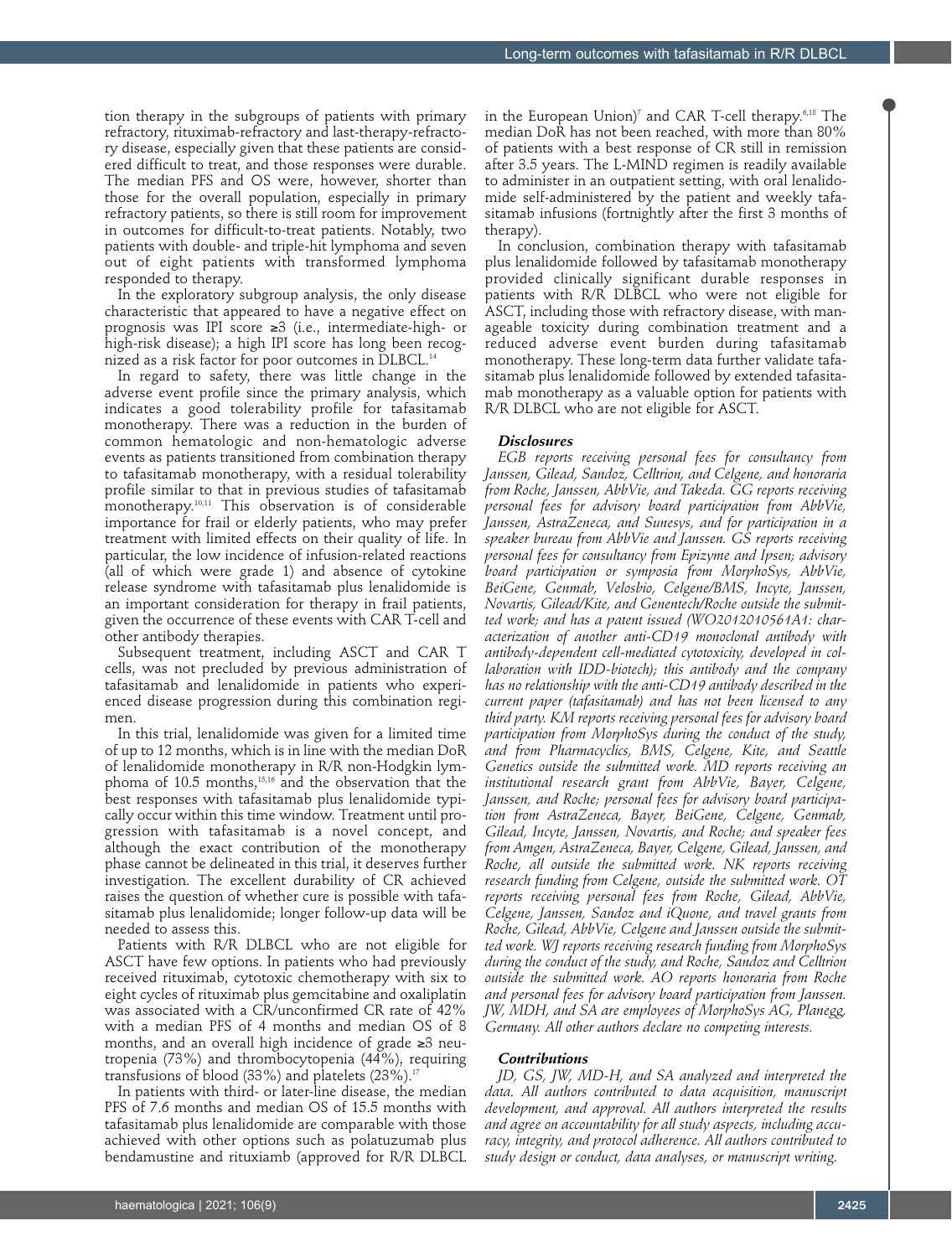tion therapy in the subgroups of patients with primary refractory, rituximab-refractory and last-therapy-refractory disease, especially given that these patients are considered difficult to treat, and those responses were durable. The median PFS and OS were, however, shorter than those for the overall population, especially in primary refractory patients, so there is still room for improvement in outcomes for difficult-to-treat patients. Notably, two patients with double- and triple-hit lymphoma and seven out of eight patients with transformed lymphoma responded to therapy.

In the exploratory subgroup analysis, the only disease characteristic that appeared to have a negative effect on prognosis was IPI score ≥3 (i.e., intermediate-high- or high-risk disease); a high IPI score has long been recognized as a risk factor for poor outcomes in DLBCL.[14]

In regard to safety, there was little change in the adverse event profile since the primary analysis, which indicates a good tolerability profile for tafasitamab monotherapy. There was a reduction in the burden of common hematologic and non-hematologic adverse events as patients transitioned from combination therapy to tafasitamab monotherapy, with a residual tolerability profile similar to that in previous studies of tafasitamab monotherapy.[10,11] This observation is of considerable importance for frail or elderly patients, who may prefer treatment with limited effects on their quality of life. In particular, the low incidence of infusion-related reactions (all of which were grade 1) and absence of cytokine release syndrome with tafasitamab plus lenalidomide is an important consideration for therapy in frail patients, given the occurrence of these events with CAR T-cell and other antibody therapies.

Subsequent treatment, including ASCT and CAR T cells, was not precluded by previous administration of tafasitamab and lenalidomide in patients who experienced disease progression during this combination regimen.

In this trial, lenalidomide was given for a limited time of up to 12 months, which is in line with the median DoR of lenalidomide monotherapy in R/R non-Hodgkin lymphoma of 10.5 months,[15,16] and the observation that the best responses with tafasitamab plus lenalidomide typically occur within this time window. Treatment until progression with tafasitamab is a novel concept, and although the exact contribution of the monotherapy phase cannot be delineated in this trial, it deserves further investigation. The excellent durability of CR achieved raises the question of whether cure is possible with tafasitamab plus lenalidomide; longer follow-up data will be needed to assess this.

Patients with R/R DLBCL who are not eligible for ASCT have few options. In patients who had previously received rituximab, cytotoxic chemotherapy with six to eight cycles of rituximab plus gemcitabine and oxaliplatin was associated with a CR/unconfirmed CR rate of 42% with a median PFS of 4 months and median OS of 8 months, and an overall high incidence of grade ≥3 neutropenia (73%) and thrombocytopenia (44%), requiring transfusions of blood (33%) and platelets (23%).[17]

In patients with third- or later-line disease, the median PFS of 7.6 months and median OS of 15.5 months with tafasitamab plus lenalidomide are comparable with those achieved with other options such as polatuzumab plus bendamustine and rituxiamb (approved for R/R DLBCL in the European Union)[7] and CAR T-cell therapy.[6,18] The median DoR has not been reached, with more than 80% of patients with a best response of CR still in remission after 3.5 years. The L-MIND regimen is readily available to administer in an outpatient setting, with oral lenalidomide self-administered by the patient and weekly tafasitamab infusions (fortnightly after the first 3 months of therapy).

In conclusion, combination therapy with tafasitamab plus lenalidomide followed by tafasitamab monotherapy provided clinically significant durable responses in patients with R/R DLBCL who were not eligible for ASCT, including those with refractory disease, with manageable toxicity during combination treatment and a reduced adverse event burden during tafasitamab monotherapy. These long-term data further validate tafasitamab plus lenalidomide followed by extended tafasitamab monotherapy as a valuable option for patients with R/R DLBCL who are not eligible for ASCT.

### Disclosures

*EGB reports receiving personal fees for consultancy from Janssen, Gilead, Sandoz, Celltrion, and Celgene, and honoraria from Roche, Janssen, AbbVie, and Takeda. GG reports receiving personal fees for advisory board participation from AbbVie, Janssen, AstraZeneca, and Sunesys, and for participation in a speaker bureau from AbbVie and Janssen. GS reports receiving personal fees for consultancy from Epizyme and Ipsen; advisory board participation or symposia from MorphoSys, AbbVie, BeiGene, Genmab, Velosbio, Celgene/BMS, Incyte, Janssen, Novartis, Gilead/Kite, and Genentech/Roche outside the submitted work; and has a patent issued (WO2012010561A1: characterization of another anti-CD19 monoclonal antibody with antibody-dependent cell-mediated cytotoxicity, developed in collaboration with IDD-biotech); this antibody and the company has no relationship with the anti-CD19 antibody described in the current paper (tafasitamab) and has not been licensed to any third party. KM reports receiving personal fees for advisory board participation from MorphoSys during the conduct of the study, and from Pharmacyclics, BMS, Celgene, Kite, and Seattle Genetics outside the submitted work. MD reports receiving an institutional research grant from AbbVie, Bayer, Celgene, Janssen, and Roche; personal fees for advisory board participation from AstraZeneca, Bayer, BeiGene, Celgene, Genmab, Gilead, Incyte, Janssen, Novartis, and Roche; and speaker fees from Amgen, AstraZeneca, Bayer, Celgene, Gilead, Janssen, and Roche, all outside the submitted work. NK reports receiving research funding from Celgene, outside the submitted work. OT reports receiving personal fees from Roche, Gilead, AbbVie, Celgene, Janssen, Sandoz and iQuone, and travel grants from Roche, Gilead, AbbVie, Celgene and Janssen outside the submitted work. WJ reports receiving research funding from MorphoSys during the conduct of the study, and Roche, Sandoz and Celltrion outside the submitted work. AO reports honoraria from Roche and personal fees for advisory board participation from Janssen. JW, MDH, and SA are employees of MorphoSys AG, Planegg, Germany. All other authors declare no competing interests.*

### Contributions

*JD, GS, JW, MD-H, and SA analyzed and interpreted the data. All authors contributed to data acquisition, manuscript development, and approval. All authors interpreted the results and agree on accountability for all study aspects, including accuracy, integrity, and protocol adherence. All authors contributed to study design or conduct, data analyses, or manuscript writing.*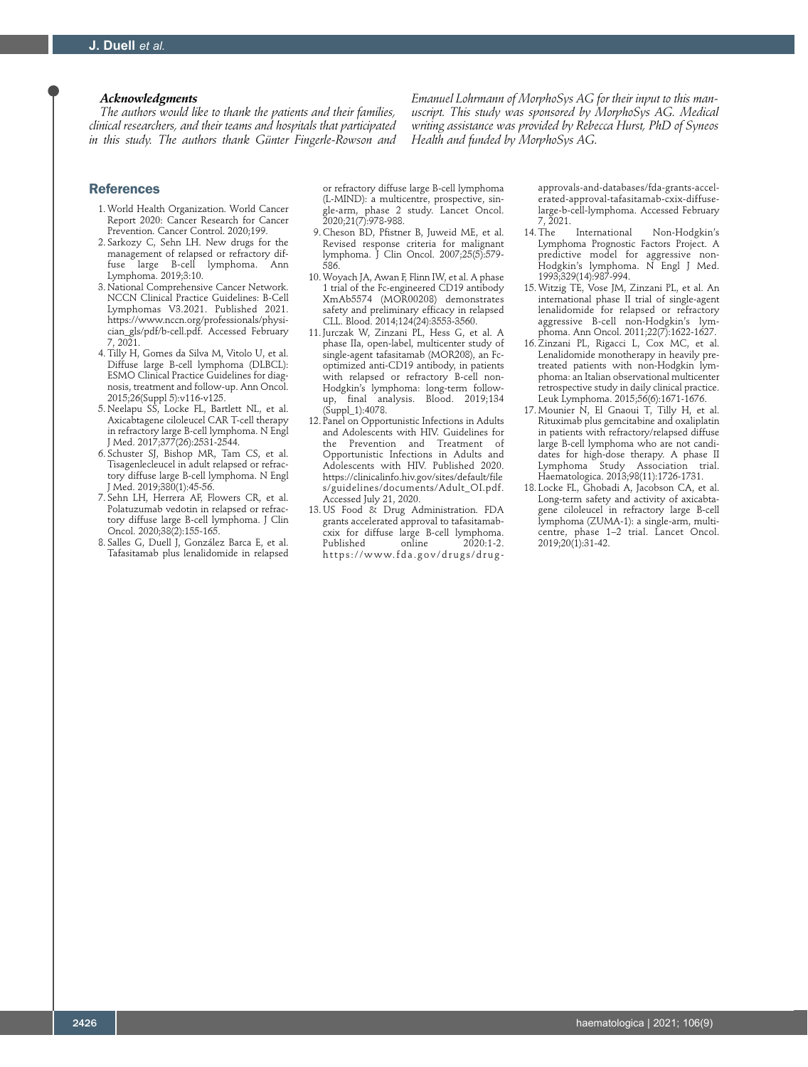### *Acknowledgments*

*The authors would like to thank the patients and their families, clinical researchers, and their teams and hospitals that participated in this study. The authors thank Günter Fingerle-Rowson and Emanuel Lohrmann of MorphoSys AG for their input to this manuscript. This study was sponsored by MorphoSys AG. Medical writing assistance was provided by Rebecca Hurst, PhD of Syneos Health and funded by MorphoSys AG.*

## References

1. World Health Organization. World Cancer Report 2020: Cancer Research for Cancer Prevention. Cancer Control. 2020;199.
2. Sarkozy C, Sehn LH. New drugs for the management of relapsed or refractory diffuse large B-cell lymphoma. Ann Lymphoma. 2019;3:10.
3. National Comprehensive Cancer Network. NCCN Clinical Practice Guidelines: B-Cell Lymphomas V3.2021. Published 2021. https://www.nccn.org/professionals/physician_gls/pdf/b-cell.pdf. Accessed February 7, 2021.
4. Tilly H, Gomes da Silva M, Vitolo U, et al. Diffuse large B-cell lymphoma (DLBCL): ESMO Clinical Practice Guidelines for diagnosis, treatment and follow-up. Ann Oncol. 2015;26(Suppl 5):v116-v125.
5. Neelapu SS, Locke FL, Bartlett NL, et al. Axicabtagene ciloleucel CAR T-cell therapy in refractory large B-cell lymphoma. N Engl J Med. 2017;377(26):2531-2544.
6. Schuster SJ, Bishop MR, Tam CS, et al. Tisagenlecleucel in adult relapsed or refractory diffuse large B-cell lymphoma. N Engl J Med. 2019;380(1):45-56.
7. Sehn LH, Herrera AF, Flowers CR, et al. Polatuzumab vedotin in relapsed or refractory diffuse large B-cell lymphoma. J Clin Oncol. 2020;38(2):155-165.
8. Salles G, Duell J, González Barca E, et al. Tafasitamab plus lenalidomide in relapsed or refractory diffuse large B-cell lymphoma (L-MIND): a multicentre, prospective, single-arm, phase 2 study. Lancet Oncol. 2020;21(7):978-988.
9. Cheson BD, Pfistner B, Juweid ME, et al. Revised response criteria for malignant lymphoma. J Clin Oncol. 2007;25(5):579-586.
10. Woyach JA, Awan F, Flinn IW, et al. A phase 1 trial of the Fc-engineered CD19 antibody XmAb5574 (MOR00208) demonstrates safety and preliminary efficacy in relapsed CLL. Blood. 2014;124(24):3553-3560.
11. Jurczak W, Zinzani PL, Hess G, et al. A phase IIa, open-label, multicenter study of single-agent tafasitamab (MOR208), an Fc-optimized anti-CD19 antibody, in patients with relapsed or refractory B-cell non-Hodgkin's lymphoma: long-term follow-up, final analysis. Blood. 2019;134 (Suppl_1):4078.
12. Panel on Opportunistic Infections in Adults and Adolescents with HIV. Guidelines for the Prevention and Treatment of Opportunistic Infections in Adults and Adolescents with HIV. Published 2020. https://clinicalinfo.hiv.gov/sites/default/files/guidelines/documents/Adult_OI.pdf. Accessed July 21, 2020.
13. US Food & Drug Administration. FDA grants accelerated approval to tafasitamab-cxix for diffuse large B-cell lymphoma. Published online 2020:1-2. https://www.fda.gov/drugs/drug-approvals-and-databases/fda-grants-accelerated-approval-tafasitamab-cxix-diffuse-large-b-cell-lymphoma. Accessed February 7, 2021.
14. The International Non-Hodgkin's Lymphoma Prognostic Factors Project. A predictive model for aggressive non-Hodgkin's lymphoma. N Engl J Med. 1993;329(14):987-994.
15. Witzig TE, Vose JM, Zinzani PL, et al. An international phase II trial of single-agent lenalidomide for relapsed or refractory aggressive B-cell non-Hodgkin's lymphoma. Ann Oncol. 2011;22(7):1622-1627.
16. Zinzani PL, Rigacci L, Cox MC, et al. Lenalidomide monotherapy in heavily pretreated patients with non-Hodgkin lymphoma: an Italian observational multicenter retrospective study in daily clinical practice. Leuk Lymphoma. 2015;56(6):1671-1676.
17. Mounier N, El Gnaoui T, Tilly H, et al. Rituximab plus gemcitabine and oxaliplatin in patients with refractory/relapsed diffuse large B-cell lymphoma who are not candidates for high-dose therapy. A phase II Lymphoma Study Association trial. Haematologica. 2013;98(11):1726-1731.
18. Locke FL, Ghobadi A, Jacobson CA, et al. Long-term safety and activity of axicabtagene ciloleucel in refractory large B-cell lymphoma (ZUMA-1): a single-arm, multicentre, phase 1–2 trial. Lancet Oncol. 2019;20(1):31-42.